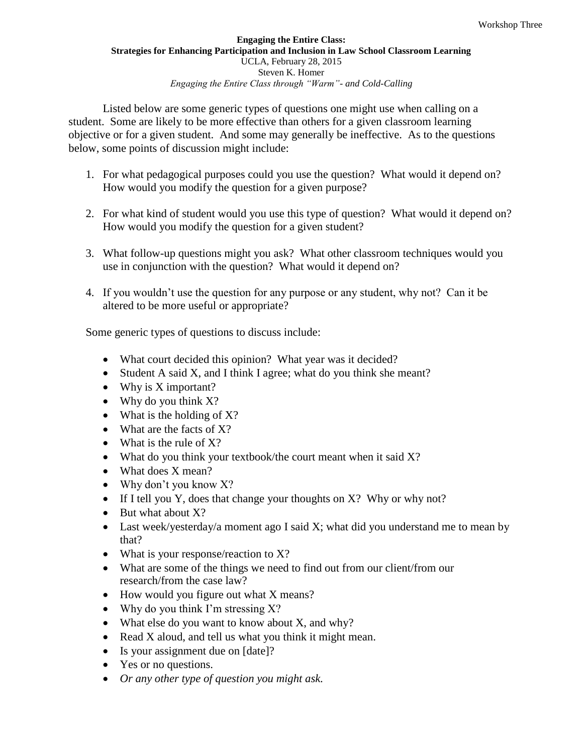Workshop Three

**Engaging the Entire Class:**
**Strategies for Enhancing Participation and Inclusion in Law School Classroom Learning**
UCLA, February 28, 2015
Steven K. Homer
*Engaging the Entire Class through "Warm"- and Cold-Calling*

Listed below are some generic types of questions one might use when calling on a student. Some are likely to be more effective than others for a given classroom learning objective or for a given student. And some may generally be ineffective. As to the questions below, some points of discussion might include:

1. For what pedagogical purposes could you use the question? What would it depend on? How would you modify the question for a given purpose?

2. For what kind of student would you use this type of question? What would it depend on? How would you modify the question for a given student?

3. What follow-up questions might you ask? What other classroom techniques would you use in conjunction with the question? What would it depend on?

4. If you wouldn't use the question for any purpose or any student, why not? Can it be altered to be more useful or appropriate?

Some generic types of questions to discuss include:

- What court decided this opinion? What year was it decided?
- Student A said X, and I think I agree; what do you think she meant?
- Why is X important?
- Why do you think X?
- What is the holding of X?
- What are the facts of X?
- What is the rule of X?
- What do you think your textbook/the court meant when it said X?
- What does X mean?
- Why don't you know X?
- If I tell you Y, does that change your thoughts on X? Why or why not?
- But what about X?
- Last week/yesterday/a moment ago I said X; what did you understand me to mean by that?
- What is your response/reaction to X?
- What are some of the things we need to find out from our client/from our research/from the case law?
- How would you figure out what X means?
- Why do you think I'm stressing X?
- What else do you want to know about X, and why?
- Read X aloud, and tell us what you think it might mean.
- Is your assignment due on [date]?
- Yes or no questions.
- *Or any other type of question you might ask.*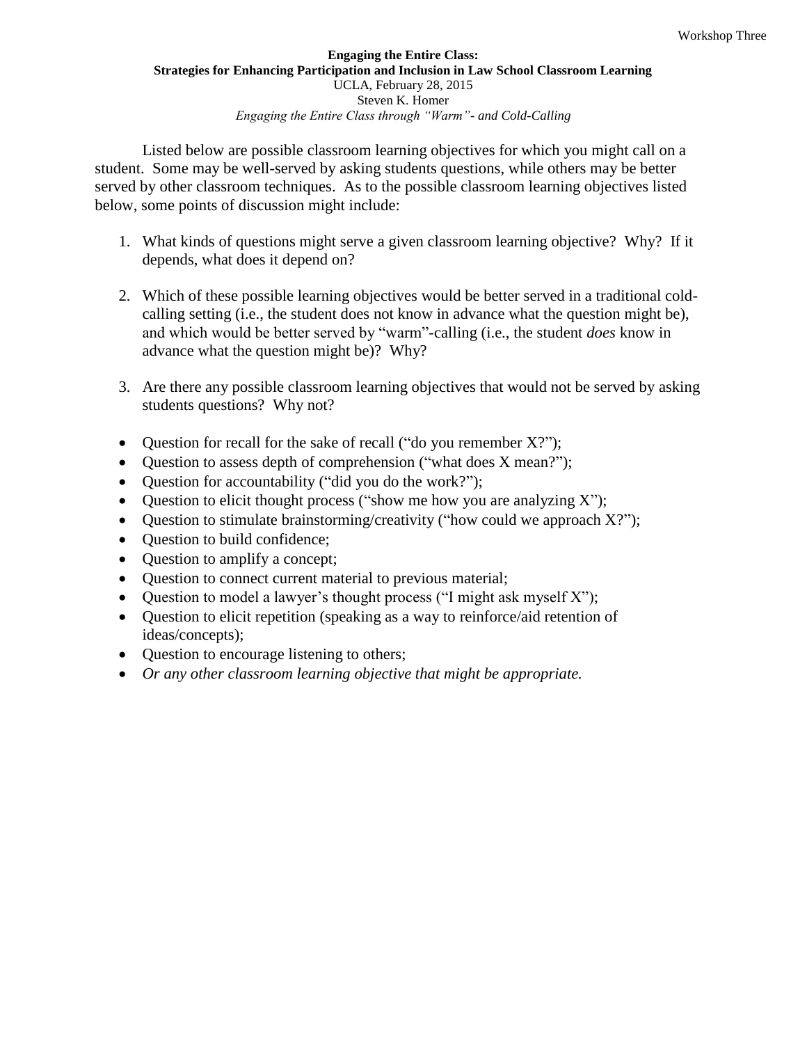**Engaging the Entire Class:**
**Strategies for Enhancing Participation and Inclusion in Law School Classroom Learning**
UCLA, February 28, 2015
Steven K. Homer
*Engaging the Entire Class through "Warm"- and Cold-Calling*

Listed below are possible classroom learning objectives for which you might call on a student. Some may be well-served by asking students questions, while others may be better served by other classroom techniques. As to the possible classroom learning objectives listed below, some points of discussion might include:

1. What kinds of questions might serve a given classroom learning objective? Why? If it depends, what does it depend on?

2. Which of these possible learning objectives would be better served in a traditional cold-calling setting (i.e., the student does not know in advance what the question might be), and which would be better served by "warm"-calling (i.e., the student *does* know in advance what the question might be)? Why?

3. Are there any possible classroom learning objectives that would not be served by asking students questions? Why not?

- Question for recall for the sake of recall ("do you remember X?");
- Question to assess depth of comprehension ("what does X mean?");
- Question for accountability ("did you do the work?");
- Question to elicit thought process ("show me how you are analyzing X");
- Question to stimulate brainstorming/creativity ("how could we approach X?");
- Question to build confidence;
- Question to amplify a concept;
- Question to connect current material to previous material;
- Question to model a lawyer's thought process ("I might ask myself X");
- Question to elicit repetition (speaking as a way to reinforce/aid retention of ideas/concepts);
- Question to encourage listening to others;
- *Or any other classroom learning objective that might be appropriate.*